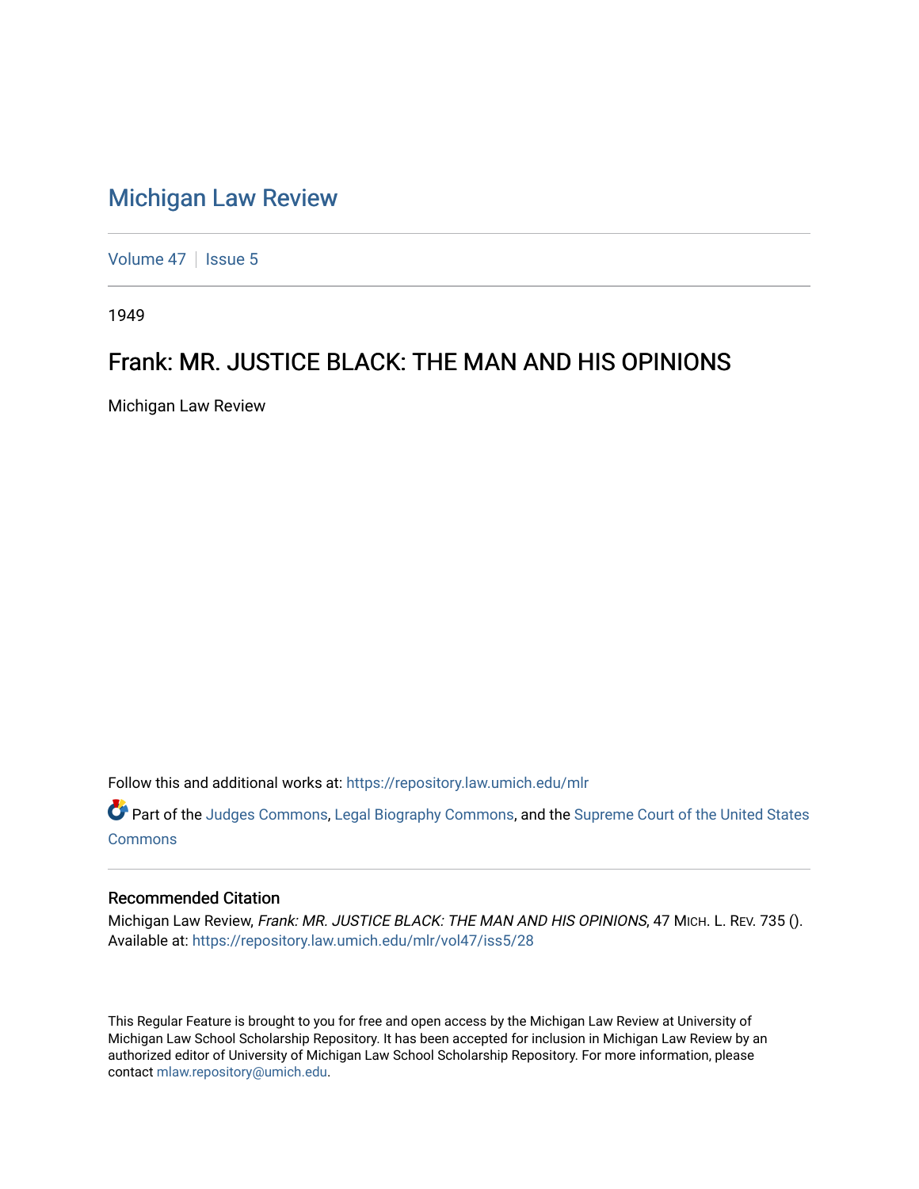# Michigan Law Review

Volume 47 | Issue 5

1949

## Frank: MR. JUSTICE BLACK: THE MAN AND HIS OPINIONS

Michigan Law Review

Follow this and additional works at: https://repository.law.umich.edu/mlr

Part of the Judges Commons, Legal Biography Commons, and the Supreme Court of the United States Commons

### Recommended Citation

Michigan Law Review, *Frank: MR. JUSTICE BLACK: THE MAN AND HIS OPINIONS*, 47 MICH. L. REV. 735 ().
Available at: https://repository.law.umich.edu/mlr/vol47/iss5/28

This Regular Feature is brought to you for free and open access by the Michigan Law Review at University of Michigan Law School Scholarship Repository. It has been accepted for inclusion in Michigan Law Review by an authorized editor of University of Michigan Law School Scholarship Repository. For more information, please contact mlaw.repository@umich.edu.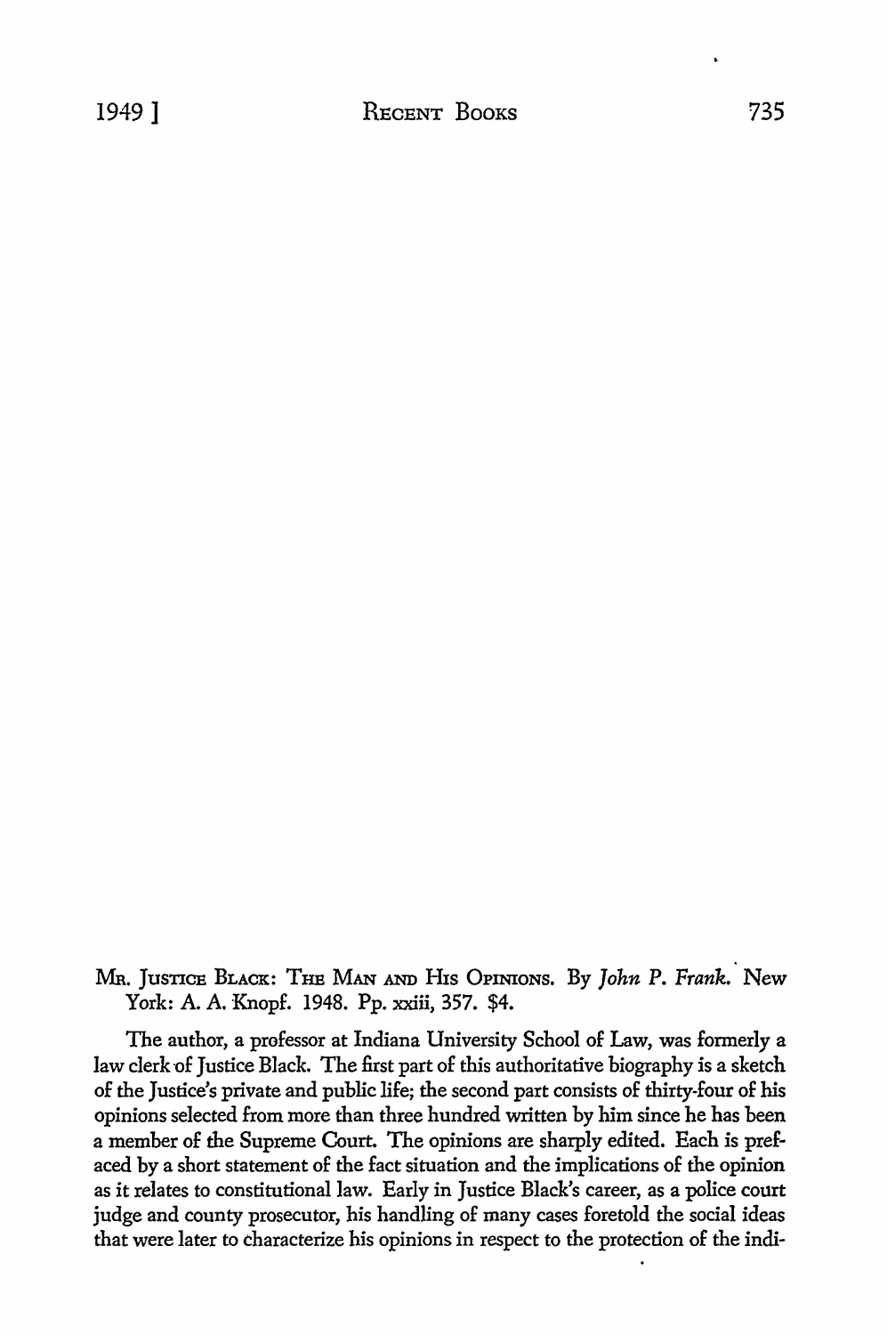MR. JUSTICE BLACK: THE MAN AND HIS OPINIONS. By *John P. Frank.* New York: A. A. Knopf. 1948. Pp. xxiii, 357. $4.

The author, a professor at Indiana University School of Law, was formerly a law clerk of Justice Black. The first part of this authoritative biography is a sketch of the Justice's private and public life; the second part consists of thirty-four of his opinions selected from more than three hundred written by him since he has been a member of the Supreme Court. The opinions are sharply edited. Each is prefaced by a short statement of the fact situation and the implications of the opinion as it relates to constitutional law. Early in Justice Black's career, as a police court judge and county prosecutor, his handling of many cases foretold the social ideas that were later to characterize his opinions in respect to the protection of the indi-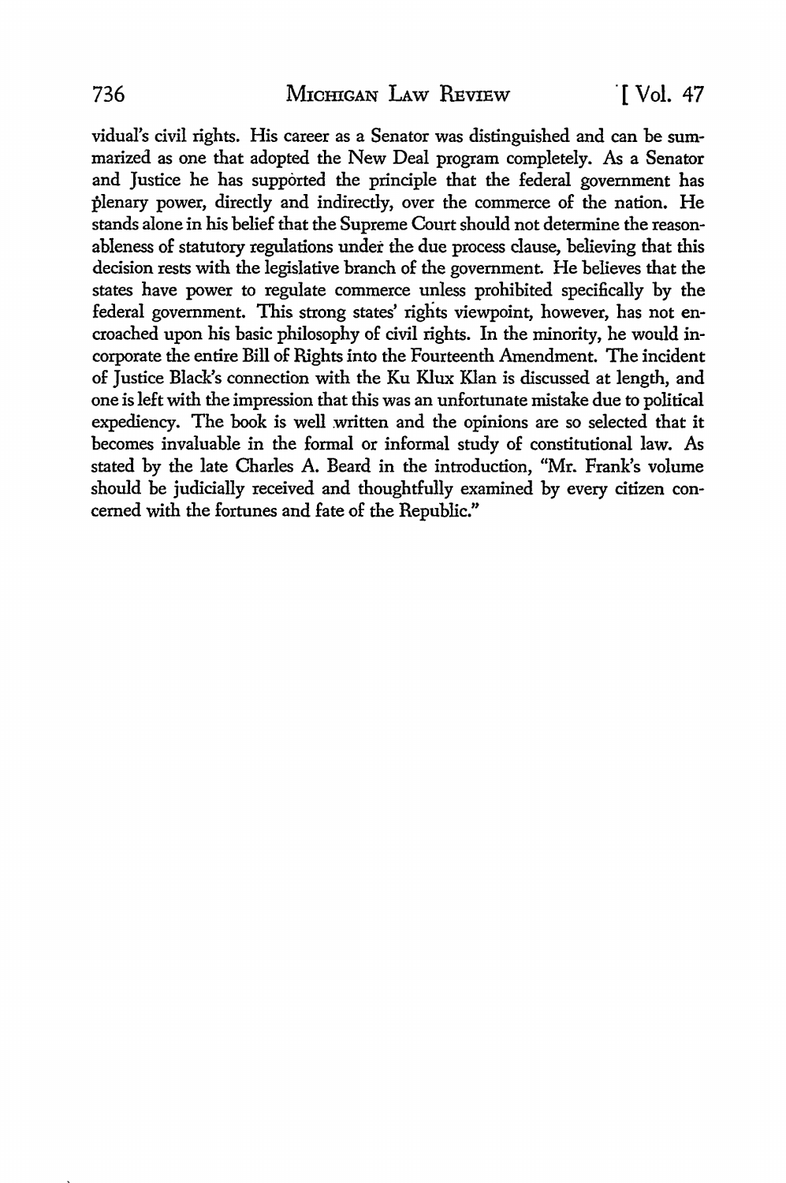vidual's civil rights. His career as a Senator was distinguished and can be summarized as one that adopted the New Deal program completely. As a Senator and Justice he has supported the principle that the federal government has plenary power, directly and indirectly, over the commerce of the nation. He stands alone in his belief that the Supreme Court should not determine the reasonableness of statutory regulations under the due process clause, believing that this decision rests with the legislative branch of the government. He believes that the states have power to regulate commerce unless prohibited specifically by the federal government. This strong states' rights viewpoint, however, has not encroached upon his basic philosophy of civil rights. In the minority, he would incorporate the entire Bill of Rights into the Fourteenth Amendment. The incident of Justice Black's connection with the Ku Klux Klan is discussed at length, and one is left with the impression that this was an unfortunate mistake due to political expediency. The book is well written and the opinions are so selected that it becomes invaluable in the formal or informal study of constitutional law. As stated by the late Charles A. Beard in the introduction, "Mr. Frank's volume should be judicially received and thoughtfully examined by every citizen concerned with the fortunes and fate of the Republic."